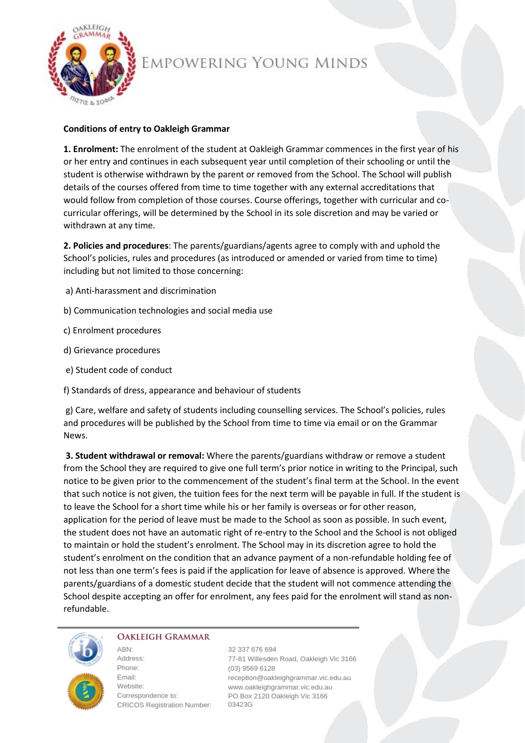**Conditions of entry to Oakleigh Grammar**

**1. Enrolment:** The enrolment of the student at Oakleigh Grammar commences in the first year of his or her entry and continues in each subsequent year until completion of their schooling or until the student is otherwise withdrawn by the parent or removed from the School. The School will publish details of the courses offered from time to time together with any external accreditations that would follow from completion of those courses. Course offerings, together with curricular and co-curricular offerings, will be determined by the School in its sole discretion and may be varied or withdrawn at any time.

**2. Policies and procedures**: The parents/guardians/agents agree to comply with and uphold the School's policies, rules and procedures (as introduced or amended or varied from time to time) including but not limited to those concerning:

a) Anti-harassment and discrimination

b) Communication technologies and social media use

c) Enrolment procedures

d) Grievance procedures

e) Student code of conduct

f) Standards of dress, appearance and behaviour of students

g) Care, welfare and safety of students including counselling services. The School's policies, rules and procedures will be published by the School from time to time via email or on the Grammar News.

**3. Student withdrawal or removal:** Where the parents/guardians withdraw or remove a student from the School they are required to give one full term's prior notice in writing to the Principal, such notice to be given prior to the commencement of the student's final term at the School. In the event that such notice is not given, the tuition fees for the next term will be payable in full. If the student is to leave the School for a short time while his or her family is overseas or for other reason, application for the period of leave must be made to the School as soon as possible. In such event, the student does not have an automatic right of re-entry to the School and the School is not obliged to maintain or hold the student's enrolment. The School may in its discretion agree to hold the student's enrolment on the condition that an advance payment of a non-refundable holding fee of not less than one term's fees is paid if the application for leave of absence is approved. Where the parents/guardians of a domestic student decide that the student will not commence attending the School despite accepting an offer for enrolment, any fees paid for the enrolment will stand as non-refundable.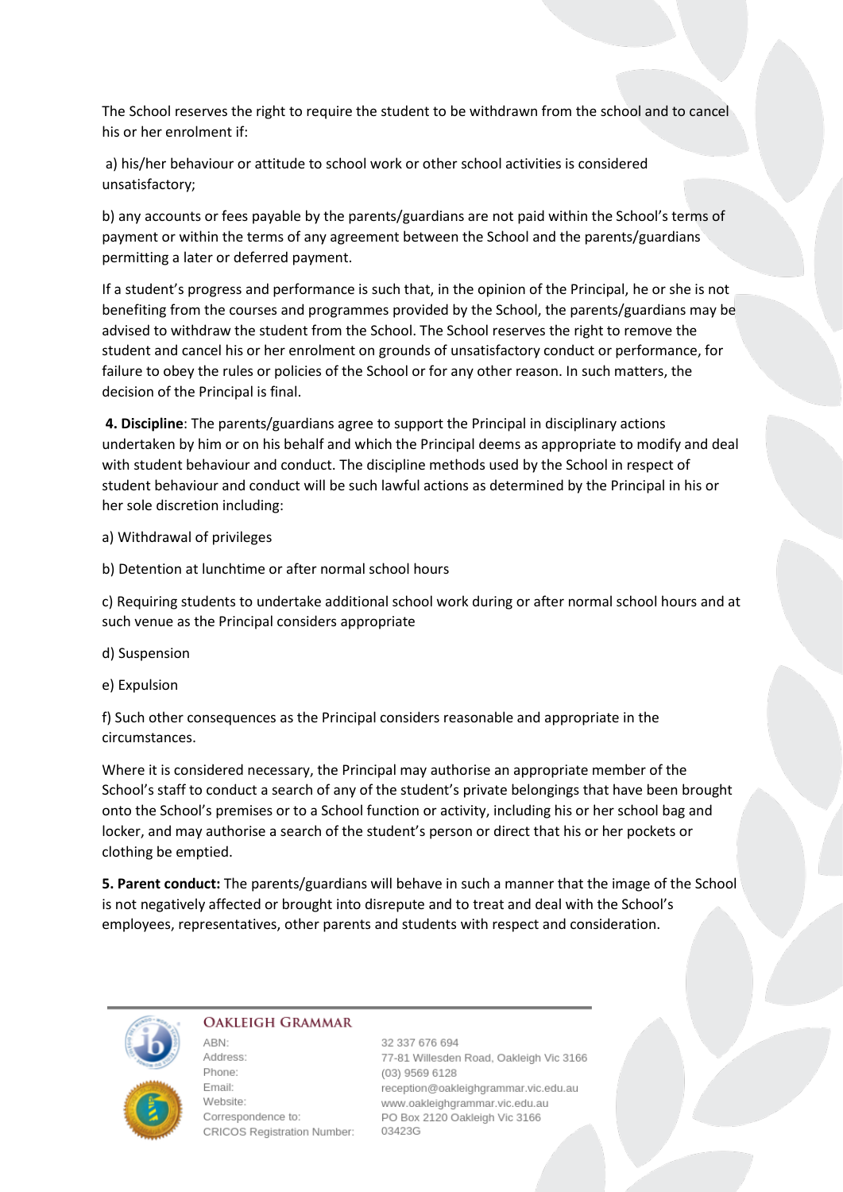The School reserves the right to require the student to be withdrawn from the school and to cancel his or her enrolment if:

a) his/her behaviour or attitude to school work or other school activities is considered unsatisfactory;

b) any accounts or fees payable by the parents/guardians are not paid within the School's terms of payment or within the terms of any agreement between the School and the parents/guardians permitting a later or deferred payment.

If a student's progress and performance is such that, in the opinion of the Principal, he or she is not benefiting from the courses and programmes provided by the School, the parents/guardians may be advised to withdraw the student from the School. The School reserves the right to remove the student and cancel his or her enrolment on grounds of unsatisfactory conduct or performance, for failure to obey the rules or policies of the School or for any other reason. In such matters, the decision of the Principal is final.

**4. Discipline**: The parents/guardians agree to support the Principal in disciplinary actions undertaken by him or on his behalf and which the Principal deems as appropriate to modify and deal with student behaviour and conduct. The discipline methods used by the School in respect of student behaviour and conduct will be such lawful actions as determined by the Principal in his or her sole discretion including:

a) Withdrawal of privileges

b) Detention at lunchtime or after normal school hours

c) Requiring students to undertake additional school work during or after normal school hours and at such venue as the Principal considers appropriate

d) Suspension

e) Expulsion

f) Such other consequences as the Principal considers reasonable and appropriate in the circumstances.

Where it is considered necessary, the Principal may authorise an appropriate member of the School's staff to conduct a search of any of the student's private belongings that have been brought onto the School's premises or to a School function or activity, including his or her school bag and locker, and may authorise a search of the student's person or direct that his or her pockets or clothing be emptied.

**5. Parent conduct:** The parents/guardians will behave in such a manner that the image of the School is not negatively affected or brought into disrepute and to treat and deal with the School's employees, representatives, other parents and students with respect and consideration.

OAKLEIGH GRAMMAR

| | |
|---|---|
| ABN: | 32 337 676 694 |
| Address: | 77-81 Willesden Road, Oakleigh Vic 3166 |
| Phone: | (03) 9569 6128 |
| Email: | reception@oakleighgrammar.vic.edu.au |
| Website: | www.oakleighgrammar.vic.edu.au |
| Correspondence to: | PO Box 2120 Oakleigh Vic 3166 |
| CRICOS Registration Number: | 03423G |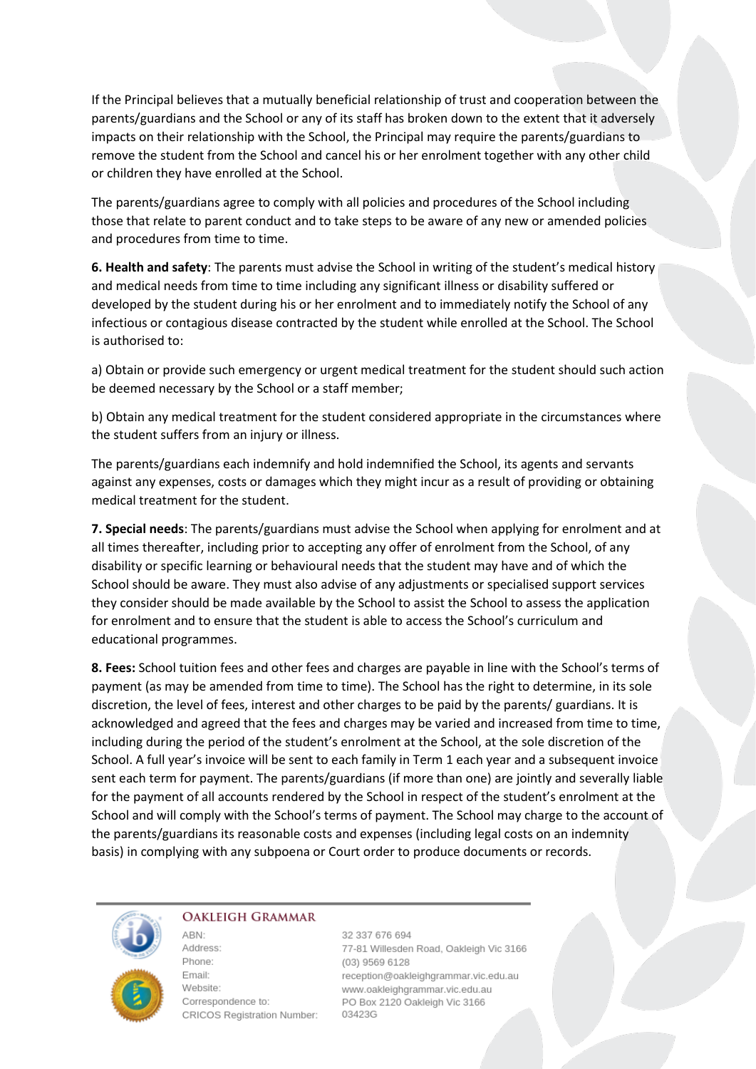If the Principal believes that a mutually beneficial relationship of trust and cooperation between the parents/guardians and the School or any of its staff has broken down to the extent that it adversely impacts on their relationship with the School, the Principal may require the parents/guardians to remove the student from the School and cancel his or her enrolment together with any other child or children they have enrolled at the School.

The parents/guardians agree to comply with all policies and procedures of the School including those that relate to parent conduct and to take steps to be aware of any new or amended policies and procedures from time to time.

**6. Health and safety**: The parents must advise the School in writing of the student's medical history and medical needs from time to time including any significant illness or disability suffered or developed by the student during his or her enrolment and to immediately notify the School of any infectious or contagious disease contracted by the student while enrolled at the School. The School is authorised to:

a) Obtain or provide such emergency or urgent medical treatment for the student should such action be deemed necessary by the School or a staff member;

b) Obtain any medical treatment for the student considered appropriate in the circumstances where the student suffers from an injury or illness.

The parents/guardians each indemnify and hold indemnified the School, its agents and servants against any expenses, costs or damages which they might incur as a result of providing or obtaining medical treatment for the student.

**7. Special needs**: The parents/guardians must advise the School when applying for enrolment and at all times thereafter, including prior to accepting any offer of enrolment from the School, of any disability or specific learning or behavioural needs that the student may have and of which the School should be aware. They must also advise of any adjustments or specialised support services they consider should be made available by the School to assist the School to assess the application for enrolment and to ensure that the student is able to access the School's curriculum and educational programmes.

**8. Fees:** School tuition fees and other fees and charges are payable in line with the School's terms of payment (as may be amended from time to time). The School has the right to determine, in its sole discretion, the level of fees, interest and other charges to be paid by the parents/ guardians. It is acknowledged and agreed that the fees and charges may be varied and increased from time to time, including during the period of the student's enrolment at the School, at the sole discretion of the School. A full year's invoice will be sent to each family in Term 1 each year and a subsequent invoice sent each term for payment. The parents/guardians (if more than one) are jointly and severally liable for the payment of all accounts rendered by the School in respect of the student's enrolment at the School and will comply with the School's terms of payment. The School may charge to the account of the parents/guardians its reasonable costs and expenses (including legal costs on an indemnity basis) in complying with any subpoena or Court order to produce documents or records.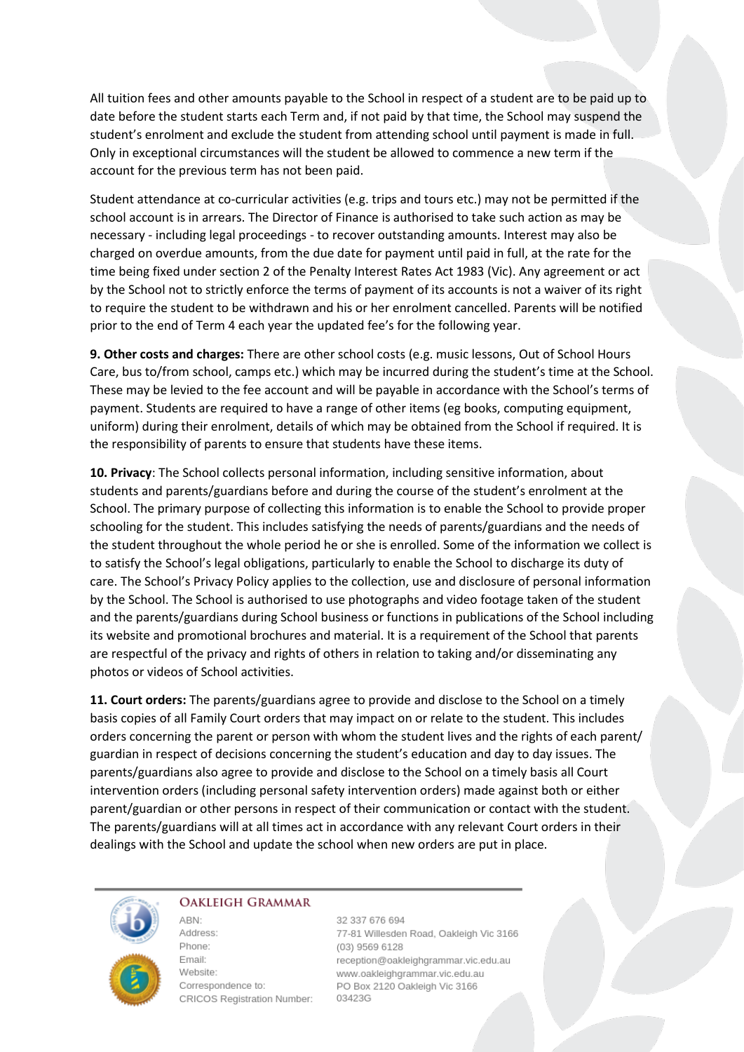All tuition fees and other amounts payable to the School in respect of a student are to be paid up to date before the student starts each Term and, if not paid by that time, the School may suspend the student's enrolment and exclude the student from attending school until payment is made in full. Only in exceptional circumstances will the student be allowed to commence a new term if the account for the previous term has not been paid.

Student attendance at co-curricular activities (e.g. trips and tours etc.) may not be permitted if the school account is in arrears. The Director of Finance is authorised to take such action as may be necessary - including legal proceedings - to recover outstanding amounts. Interest may also be charged on overdue amounts, from the due date for payment until paid in full, at the rate for the time being fixed under section 2 of the Penalty Interest Rates Act 1983 (Vic). Any agreement or act by the School not to strictly enforce the terms of payment of its accounts is not a waiver of its right to require the student to be withdrawn and his or her enrolment cancelled. Parents will be notified prior to the end of Term 4 each year the updated fee's for the following year.

**9. Other costs and charges:** There are other school costs (e.g. music lessons, Out of School Hours Care, bus to/from school, camps etc.) which may be incurred during the student's time at the School. These may be levied to the fee account and will be payable in accordance with the School's terms of payment. Students are required to have a range of other items (eg books, computing equipment, uniform) during their enrolment, details of which may be obtained from the School if required. It is the responsibility of parents to ensure that students have these items.

**10. Privacy**: The School collects personal information, including sensitive information, about students and parents/guardians before and during the course of the student's enrolment at the School. The primary purpose of collecting this information is to enable the School to provide proper schooling for the student. This includes satisfying the needs of parents/guardians and the needs of the student throughout the whole period he or she is enrolled. Some of the information we collect is to satisfy the School's legal obligations, particularly to enable the School to discharge its duty of care. The School's Privacy Policy applies to the collection, use and disclosure of personal information by the School. The School is authorised to use photographs and video footage taken of the student and the parents/guardians during School business or functions in publications of the School including its website and promotional brochures and material. It is a requirement of the School that parents are respectful of the privacy and rights of others in relation to taking and/or disseminating any photos or videos of School activities.

**11. Court orders:** The parents/guardians agree to provide and disclose to the School on a timely basis copies of all Family Court orders that may impact on or relate to the student. This includes orders concerning the parent or person with whom the student lives and the rights of each parent/ guardian in respect of decisions concerning the student's education and day to day issues. The parents/guardians also agree to provide and disclose to the School on a timely basis all Court intervention orders (including personal safety intervention orders) made against both or either parent/guardian or other persons in respect of their communication or contact with the student. The parents/guardians will at all times act in accordance with any relevant Court orders in their dealings with the School and update the school when new orders are put in place.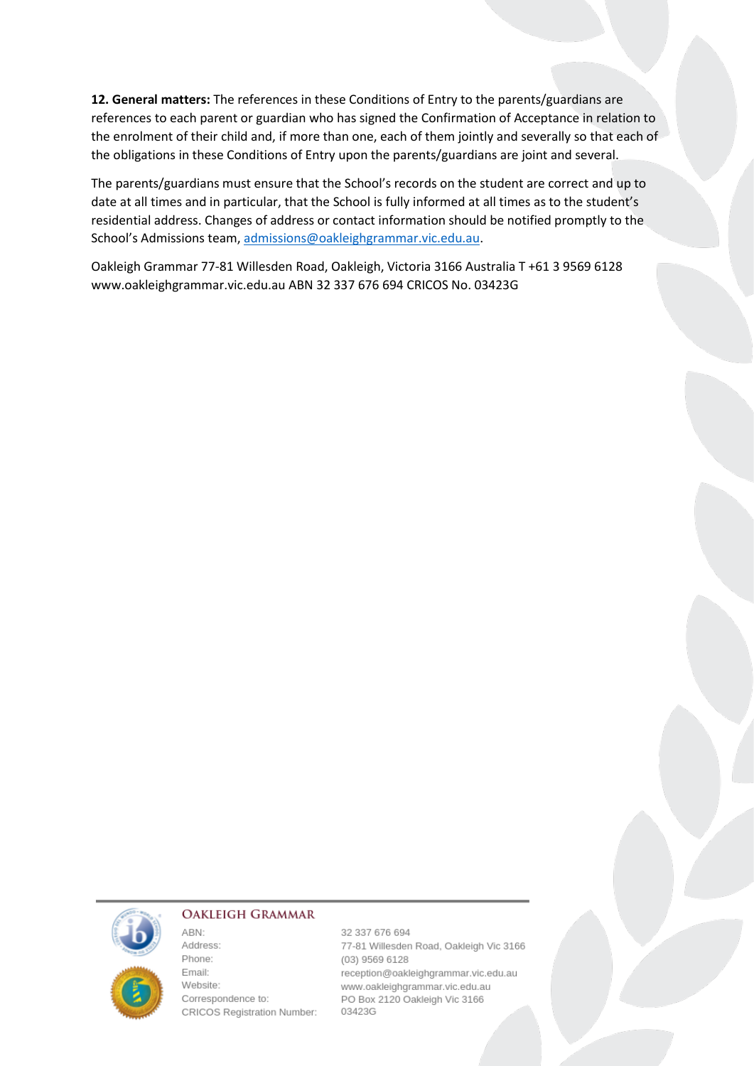**12. General matters:** The references in these Conditions of Entry to the parents/guardians are references to each parent or guardian who has signed the Confirmation of Acceptance in relation to the enrolment of their child and, if more than one, each of them jointly and severally so that each of the obligations in these Conditions of Entry upon the parents/guardians are joint and several.

The parents/guardians must ensure that the School's records on the student are correct and up to date at all times and in particular, that the School is fully informed at all times as to the student's residential address. Changes of address or contact information should be notified promptly to the School's Admissions team, admissions@oakleighgrammar.vic.edu.au.

Oakleigh Grammar 77-81 Willesden Road, Oakleigh, Victoria 3166 Australia T +61 3 9569 6128 www.oakleighgrammar.vic.edu.au ABN 32 337 676 694 CRICOS No. 03423G